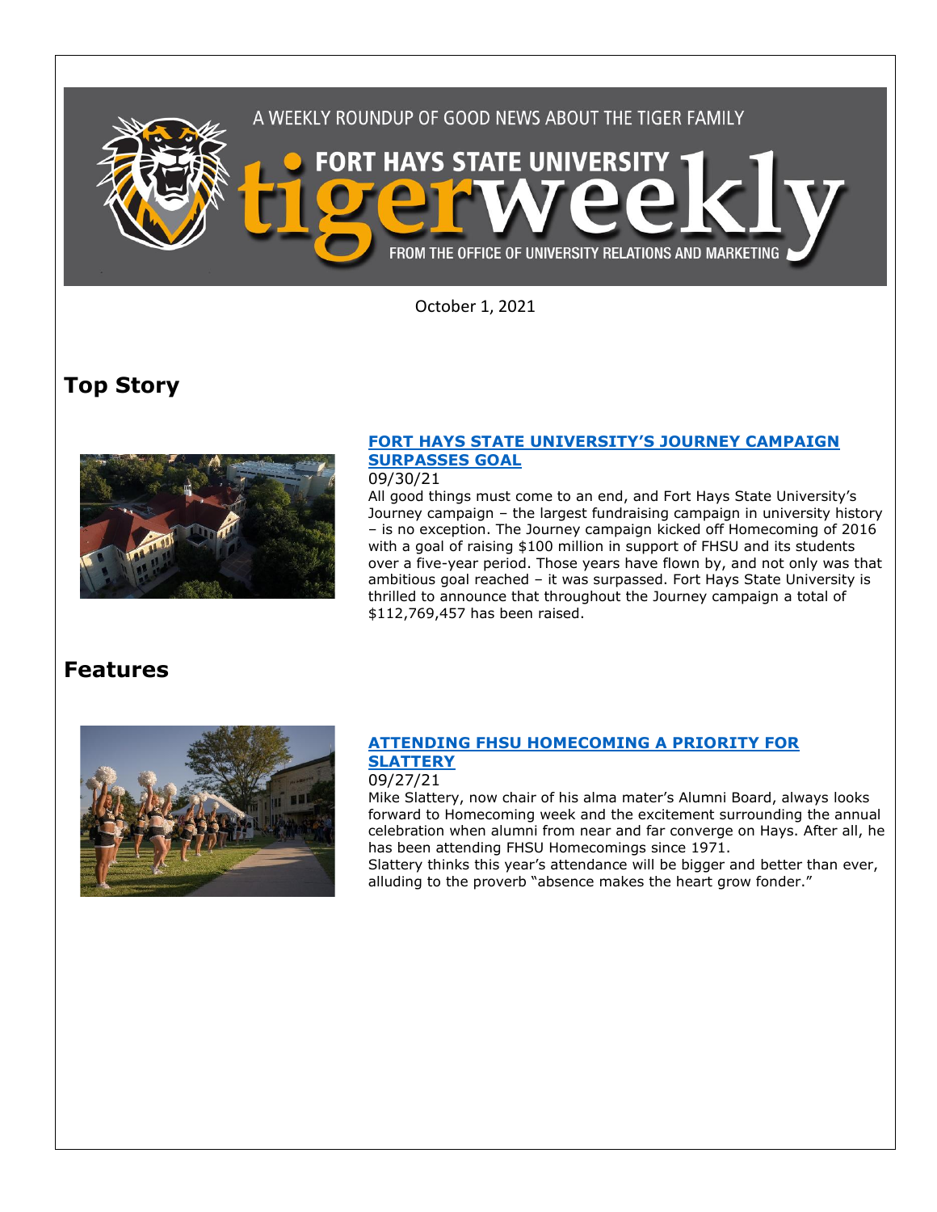A WEEKLY ROUNDUP OF GOOD NEWS ABOUT THE TIGER FAMILY

# FORT HAYS STATE UNIVERSITY tigerweekly

FROM THE OFFICE OF UNIVERSITY RELATIONS AND MARKETING

October 1, 2021

## Top Story

### FORT HAYS STATE UNIVERSITY'S JOURNEY CAMPAIGN SURPASSES GOAL

09/30/21

All good things must come to an end, and Fort Hays State University's Journey campaign – the largest fundraising campaign in university history – is no exception. The Journey campaign kicked off Homecoming of 2016 with a goal of raising $100 million in support of FHSU and its students over a five-year period. Those years have flown by, and not only was that ambitious goal reached – it was surpassed. Fort Hays State University is thrilled to announce that throughout the Journey campaign a total of $112,769,457 has been raised.

## Features

### ATTENDING FHSU HOMECOMING A PRIORITY FOR SLATTERY

09/27/21

Mike Slattery, now chair of his alma mater's Alumni Board, always looks forward to Homecoming week and the excitement surrounding the annual celebration when alumni from near and far converge on Hays. After all, he has been attending FHSU Homecomings since 1971.

Slattery thinks this year's attendance will be bigger and better than ever, alluding to the proverb "absence makes the heart grow fonder."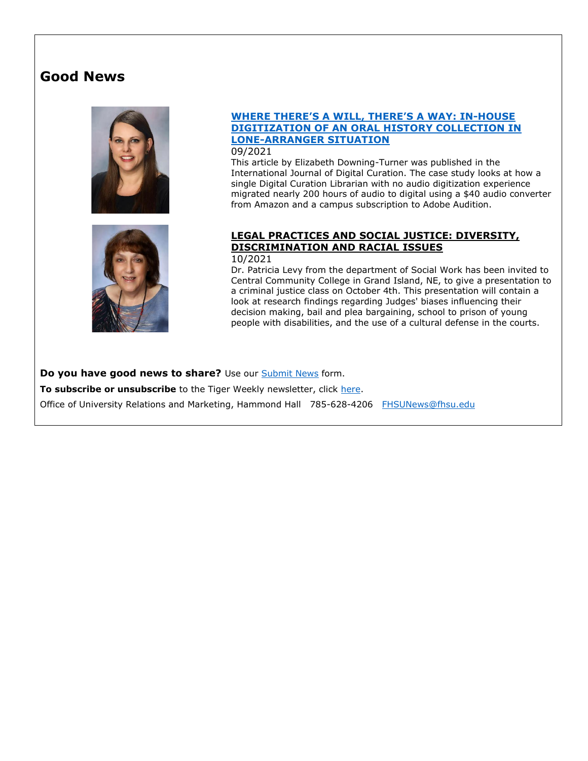## Good News

### [WHERE THERE'S A WILL, THERE'S A WAY: IN-HOUSE DIGITIZATION OF AN ORAL HISTORY COLLECTION IN LONE-ARRANGER SITUATION]()

09/2021

This article by Elizabeth Downing-Turner was published in the International Journal of Digital Curation. The case study looks at how a single Digital Curation Librarian with no audio digitization experience migrated nearly 200 hours of audio to digital using a $40 audio converter from Amazon and a campus subscription to Adobe Audition.

### LEGAL PRACTICES AND SOCIAL JUSTICE: DIVERSITY, DISCRIMINATION AND RACIAL ISSUES

10/2021

Dr. Patricia Levy from the department of Social Work has been invited to Central Community College in Grand Island, NE, to give a presentation to a criminal justice class on October 4th. This presentation will contain a look at research findings regarding Judges' biases influencing their decision making, bail and plea bargaining, school to prison of young people with disabilities, and the use of a cultural defense in the courts.

**Do you have good news to share?** Use our Submit News form.

**To subscribe or unsubscribe** to the Tiger Weekly newsletter, click here.

Office of University Relations and Marketing, Hammond Hall 785-628-4206 FHSUNews@fhsu.edu